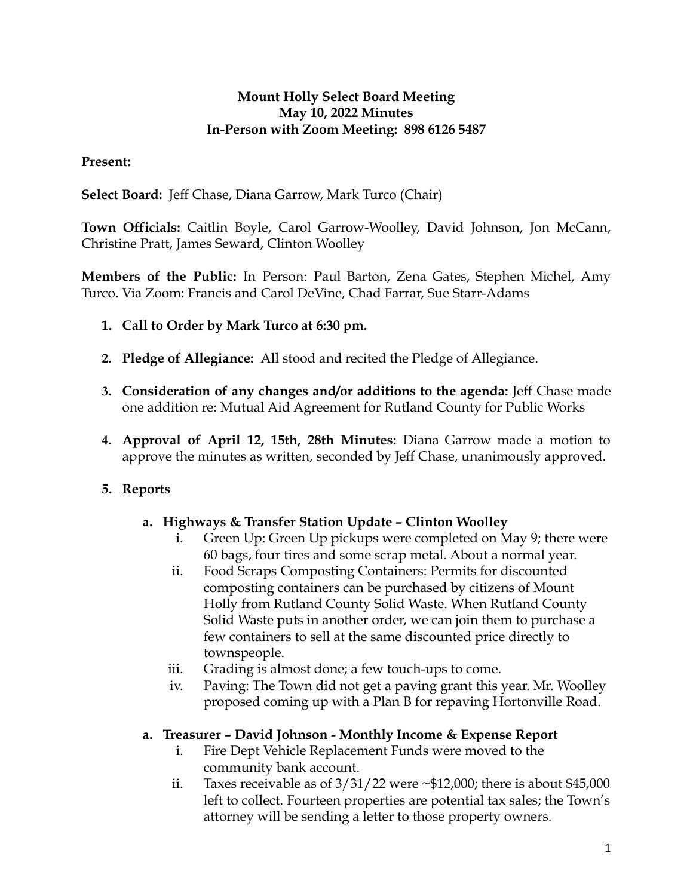# Mount Holly Select Board Meeting
## May 10, 2022 Minutes
## In-Person with Zoom Meeting: 898 6126 5487

**Present:**

**Select Board:** Jeff Chase, Diana Garrow, Mark Turco (Chair)

**Town Officials:** Caitlin Boyle, Carol Garrow-Woolley, David Johnson, Jon McCann, Christine Pratt, James Seward, Clinton Woolley

**Members of the Public:** In Person: Paul Barton, Zena Gates, Stephen Michel, Amy Turco. Via Zoom: Francis and Carol DeVine, Chad Farrar, Sue Starr-Adams

1. **Call to Order by Mark Turco at 6:30 pm.**
2. **Pledge of Allegiance:** All stood and recited the Pledge of Allegiance.
3. **Consideration of any changes and/or additions to the agenda:** Jeff Chase made one addition re: Mutual Aid Agreement for Rutland County for Public Works
4. **Approval of April 12, 15th, 28th Minutes:** Diana Garrow made a motion to approve the minutes as written, seconded by Jeff Chase, unanimously approved.
5. **Reports**

   a. **Highways & Transfer Station Update – Clinton Woolley**
      i. Green Up: Green Up pickups were completed on May 9; there were 60 bags, four tires and some scrap metal. About a normal year.
      ii. Food Scraps Composting Containers: Permits for discounted composting containers can be purchased by citizens of Mount Holly from Rutland County Solid Waste. When Rutland County Solid Waste puts in another order, we can join them to purchase a few containers to sell at the same discounted price directly to townspeople.
      iii. Grading is almost done; a few touch-ups to come.
      iv. Paving: The Town did not get a paving grant this year. Mr. Woolley proposed coming up with a Plan B for repaving Hortonville Road.

   a. **Treasurer – David Johnson - Monthly Income & Expense Report**
      i. Fire Dept Vehicle Replacement Funds were moved to the community bank account.
      ii. Taxes receivable as of 3/31/22 were ~$12,000; there is about $45,000 left to collect. Fourteen properties are potential tax sales; the Town's attorney will be sending a letter to those property owners.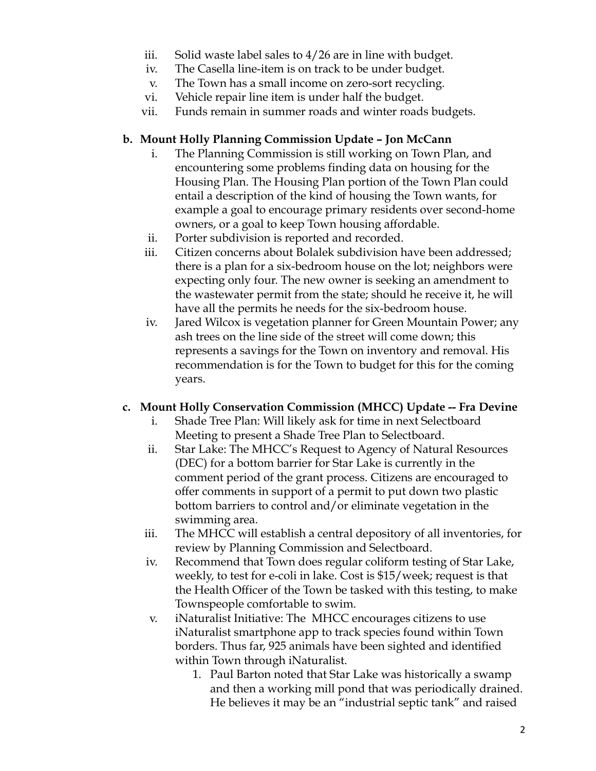iii. Solid waste label sales to 4/26 are in line with budget.
iv. The Casella line-item is on track to be under budget.
v. The Town has a small income on zero-sort recycling.
vi. Vehicle repair line item is under half the budget.
vii. Funds remain in summer roads and winter roads budgets.

**b. Mount Holly Planning Commission Update – Jon McCann**

i. The Planning Commission is still working on Town Plan, and encountering some problems finding data on housing for the Housing Plan. The Housing Plan portion of the Town Plan could entail a description of the kind of housing the Town wants, for example a goal to encourage primary residents over second-home owners, or a goal to keep Town housing affordable.
ii. Porter subdivision is reported and recorded.
iii. Citizen concerns about Bolalek subdivision have been addressed; there is a plan for a six-bedroom house on the lot; neighbors were expecting only four. The new owner is seeking an amendment to the wastewater permit from the state; should he receive it, he will have all the permits he needs for the six-bedroom house.
iv. Jared Wilcox is vegetation planner for Green Mountain Power; any ash trees on the line side of the street will come down; this represents a savings for the Town on inventory and removal. His recommendation is for the Town to budget for this for the coming years.

**c. Mount Holly Conservation Commission (MHCC) Update -- Fra Devine**

i. Shade Tree Plan: Will likely ask for time in next Selectboard Meeting to present a Shade Tree Plan to Selectboard.
ii. Star Lake: The MHCC's Request to Agency of Natural Resources (DEC) for a bottom barrier for Star Lake is currently in the comment period of the grant process. Citizens are encouraged to offer comments in support of a permit to put down two plastic bottom barriers to control and/or eliminate vegetation in the swimming area.
iii. The MHCC will establish a central depository of all inventories, for review by Planning Commission and Selectboard.
iv. Recommend that Town does regular coliform testing of Star Lake, weekly, to test for e-coli in lake. Cost is $15/week; request is that the Health Officer of the Town be tasked with this testing, to make Townspeople comfortable to swim.
v. iNaturalist Initiative: The MHCC encourages citizens to use iNaturalist smartphone app to track species found within Town borders. Thus far, 925 animals have been sighted and identified within Town through iNaturalist.
   1. Paul Barton noted that Star Lake was historically a swamp and then a working mill pond that was periodically drained. He believes it may be an "industrial septic tank" and raised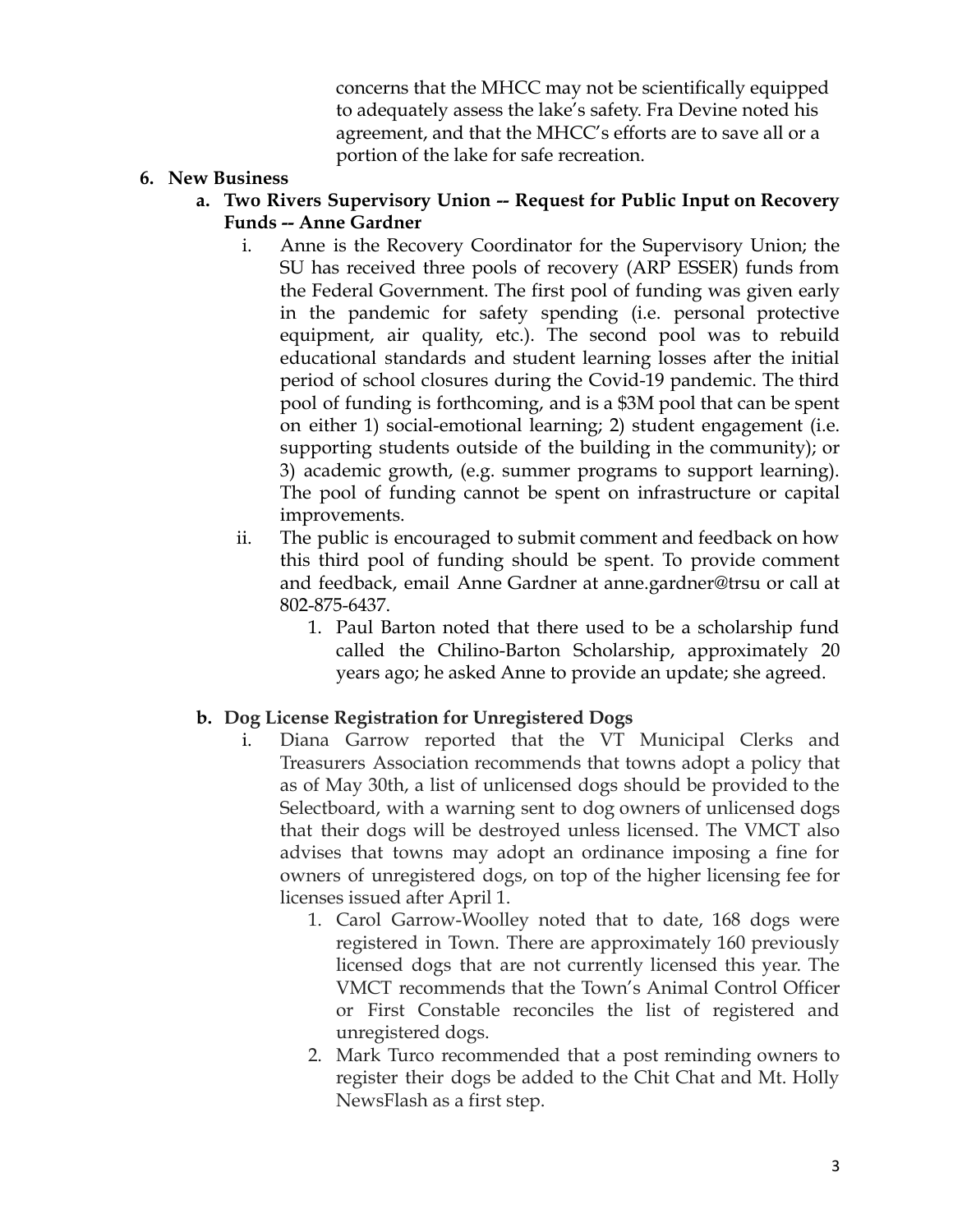concerns that the MHCC may not be scientifically equipped to adequately assess the lake's safety. Fra Devine noted his agreement, and that the MHCC's efforts are to save all or a portion of the lake for safe recreation.

6. **New Business**
   a. **Two Rivers Supervisory Union -- Request for Public Input on Recovery Funds -- Anne Gardner**
      i. Anne is the Recovery Coordinator for the Supervisory Union; the SU has received three pools of recovery (ARP ESSER) funds from the Federal Government. The first pool of funding was given early in the pandemic for safety spending (i.e. personal protective equipment, air quality, etc.). The second pool was to rebuild educational standards and student learning losses after the initial period of school closures during the Covid-19 pandemic. The third pool of funding is forthcoming, and is a $3M pool that can be spent on either 1) social-emotional learning; 2) student engagement (i.e. supporting students outside of the building in the community); or 3) academic growth, (e.g. summer programs to support learning). The pool of funding cannot be spent on infrastructure or capital improvements.
      ii. The public is encouraged to submit comment and feedback on how this third pool of funding should be spent. To provide comment and feedback, email Anne Gardner at anne.gardner@trsu or call at 802-875-6437.
         1. Paul Barton noted that there used to be a scholarship fund called the Chilino-Barton Scholarship, approximately 20 years ago; he asked Anne to provide an update; she agreed.

   b. **Dog License Registration for Unregistered Dogs**
      i. Diana Garrow reported that the VT Municipal Clerks and Treasurers Association recommends that towns adopt a policy that as of May 30th, a list of unlicensed dogs should be provided to the Selectboard, with a warning sent to dog owners of unlicensed dogs that their dogs will be destroyed unless licensed. The VMCT also advises that towns may adopt an ordinance imposing a fine for owners of unregistered dogs, on top of the higher licensing fee for licenses issued after April 1.
         1. Carol Garrow-Woolley noted that to date, 168 dogs were registered in Town. There are approximately 160 previously licensed dogs that are not currently licensed this year. The VMCT recommends that the Town's Animal Control Officer or First Constable reconciles the list of registered and unregistered dogs.
         2. Mark Turco recommended that a post reminding owners to register their dogs be added to the Chit Chat and Mt. Holly NewsFlash as a first step.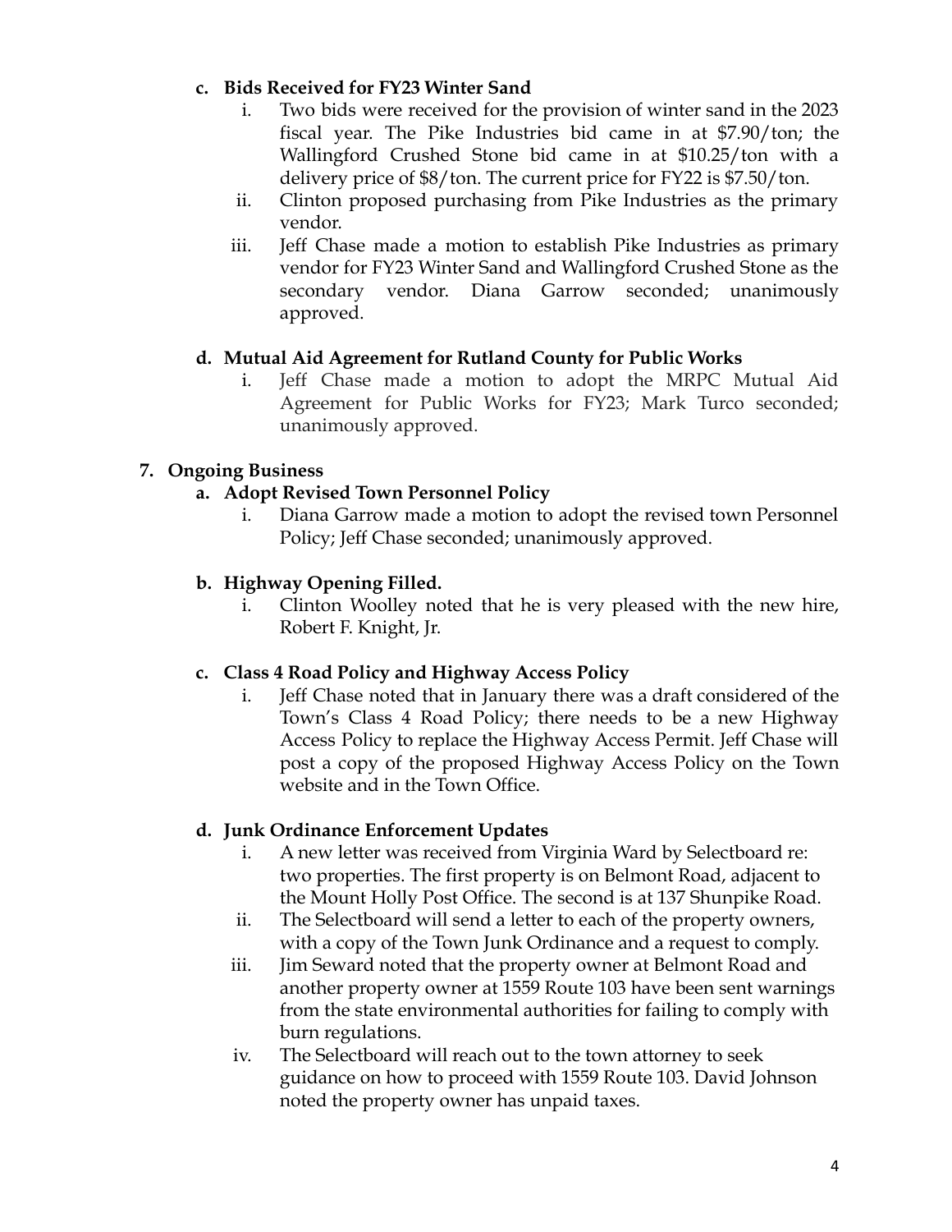c. **Bids Received for FY23 Winter Sand**
    i. Two bids were received for the provision of winter sand in the 2023 fiscal year. The Pike Industries bid came in at $7.90/ton; the Wallingford Crushed Stone bid came in at $10.25/ton with a delivery price of $8/ton. The current price for FY22 is $7.50/ton.
    ii. Clinton proposed purchasing from Pike Industries as the primary vendor.
    iii. Jeff Chase made a motion to establish Pike Industries as primary vendor for FY23 Winter Sand and Wallingford Crushed Stone as the secondary vendor. Diana Garrow seconded; unanimously approved.

d. **Mutual Aid Agreement for Rutland County for Public Works**
    i. Jeff Chase made a motion to adopt the MRPC Mutual Aid Agreement for Public Works for FY23; Mark Turco seconded; unanimously approved.

7. **Ongoing Business**

a. **Adopt Revised Town Personnel Policy**
    i. Diana Garrow made a motion to adopt the revised town Personnel Policy; Jeff Chase seconded; unanimously approved.

b. **Highway Opening Filled.**
    i. Clinton Woolley noted that he is very pleased with the new hire, Robert F. Knight, Jr.

c. **Class 4 Road Policy and Highway Access Policy**
    i. Jeff Chase noted that in January there was a draft considered of the Town's Class 4 Road Policy; there needs to be a new Highway Access Policy to replace the Highway Access Permit. Jeff Chase will post a copy of the proposed Highway Access Policy on the Town website and in the Town Office.

d. **Junk Ordinance Enforcement Updates**
    i. A new letter was received from Virginia Ward by Selectboard re: two properties. The first property is on Belmont Road, adjacent to the Mount Holly Post Office. The second is at 137 Shunpike Road.
    ii. The Selectboard will send a letter to each of the property owners, with a copy of the Town Junk Ordinance and a request to comply.
    iii. Jim Seward noted that the property owner at Belmont Road and another property owner at 1559 Route 103 have been sent warnings from the state environmental authorities for failing to comply with burn regulations.
    iv. The Selectboard will reach out to the town attorney to seek guidance on how to proceed with 1559 Route 103. David Johnson noted the property owner has unpaid taxes.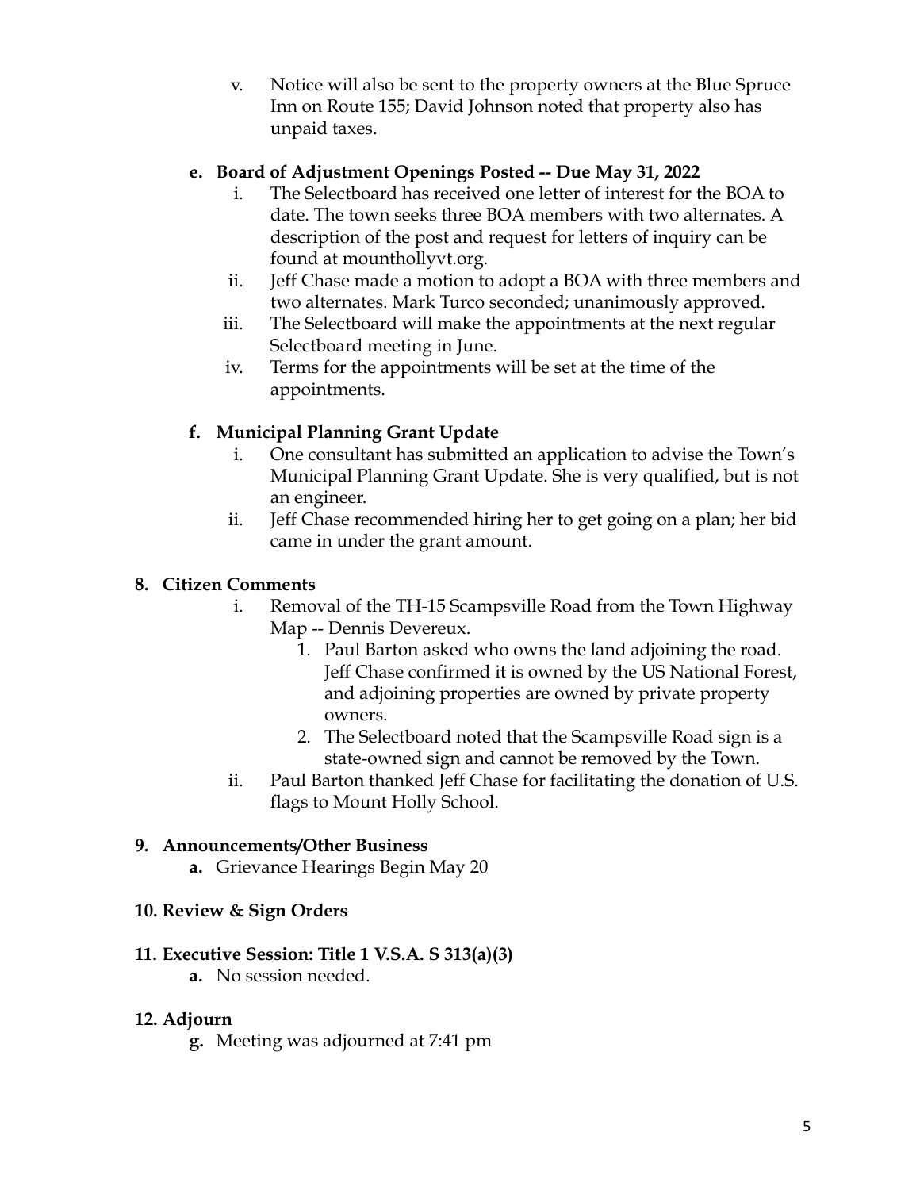v. Notice will also be sent to the property owners at the Blue Spruce Inn on Route 155; David Johnson noted that property also has unpaid taxes.

**e. Board of Adjustment Openings Posted -- Due May 31, 2022**

i. The Selectboard has received one letter of interest for the BOA to date. The town seeks three BOA members with two alternates. A description of the post and request for letters of inquiry can be found at mounthollyvt.org.

ii. Jeff Chase made a motion to adopt a BOA with three members and two alternates. Mark Turco seconded; unanimously approved.

iii. The Selectboard will make the appointments at the next regular Selectboard meeting in June.

iv. Terms for the appointments will be set at the time of the appointments.

**f. Municipal Planning Grant Update**

i. One consultant has submitted an application to advise the Town's Municipal Planning Grant Update. She is very qualified, but is not an engineer.

ii. Jeff Chase recommended hiring her to get going on a plan; her bid came in under the grant amount.

**8. Citizen Comments**

i. Removal of the TH-15 Scampsville Road from the Town Highway Map -- Dennis Devereux.

1. Paul Barton asked who owns the land adjoining the road. Jeff Chase confirmed it is owned by the US National Forest, and adjoining properties are owned by private property owners.
2. The Selectboard noted that the Scampsville Road sign is a state-owned sign and cannot be removed by the Town.

ii. Paul Barton thanked Jeff Chase for facilitating the donation of U.S. flags to Mount Holly School.

**9. Announcements/Other Business**

**a.** Grievance Hearings Begin May 20

**10. Review & Sign Orders**

**11. Executive Session: Title 1 V.S.A. S 313(a)(3)**

**a.** No session needed.

**12. Adjourn**

**g.** Meeting was adjourned at 7:41 pm